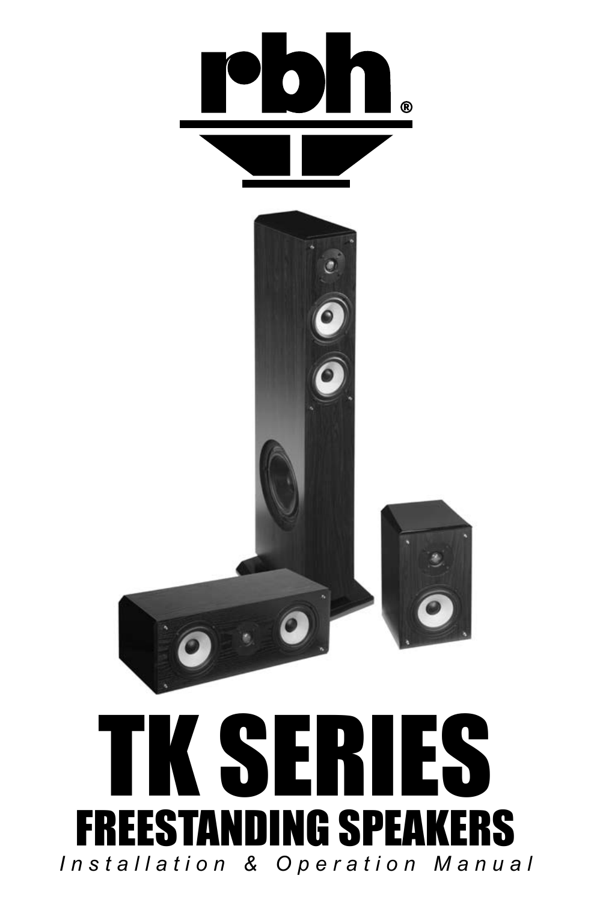# rbh®

# TK SERIES

## FREESTANDING SPEAKERS

*Installation & Operation Manual*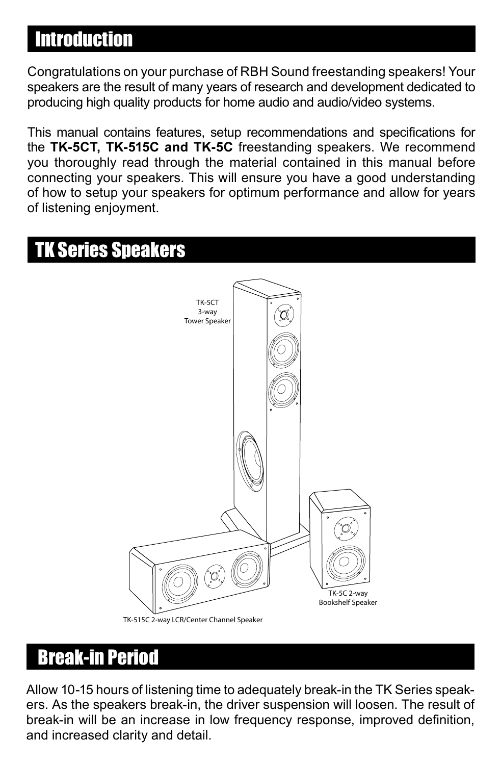## Introduction

Congratulations on your purchase of RBH Sound freestanding speakers! Your speakers are the result of many years of research and development dedicated to producing high quality products for home audio and audio/video systems.

This manual contains features, setup recommendations and specifications for the **TK-5CT, TK-515C and TK-5C** freestanding speakers. We recommend you thoroughly read through the material contained in this manual before connecting your speakers. This will ensure you have a good understanding of how to setup your speakers for optimum performance and allow for years of listening enjoyment.

## TK Series Speakers

TK-5CT 3-way Tower Speaker

TK-5C 2-way Bookshelf Speaker

TK-515C 2-way LCR/Center Channel Speaker

## Break-in Period

Allow 10-15 hours of listening time to adequately break-in the TK Series speakers. As the speakers break-in, the driver suspension will loosen. The result of break-in will be an increase in low frequency response, improved definition, and increased clarity and detail.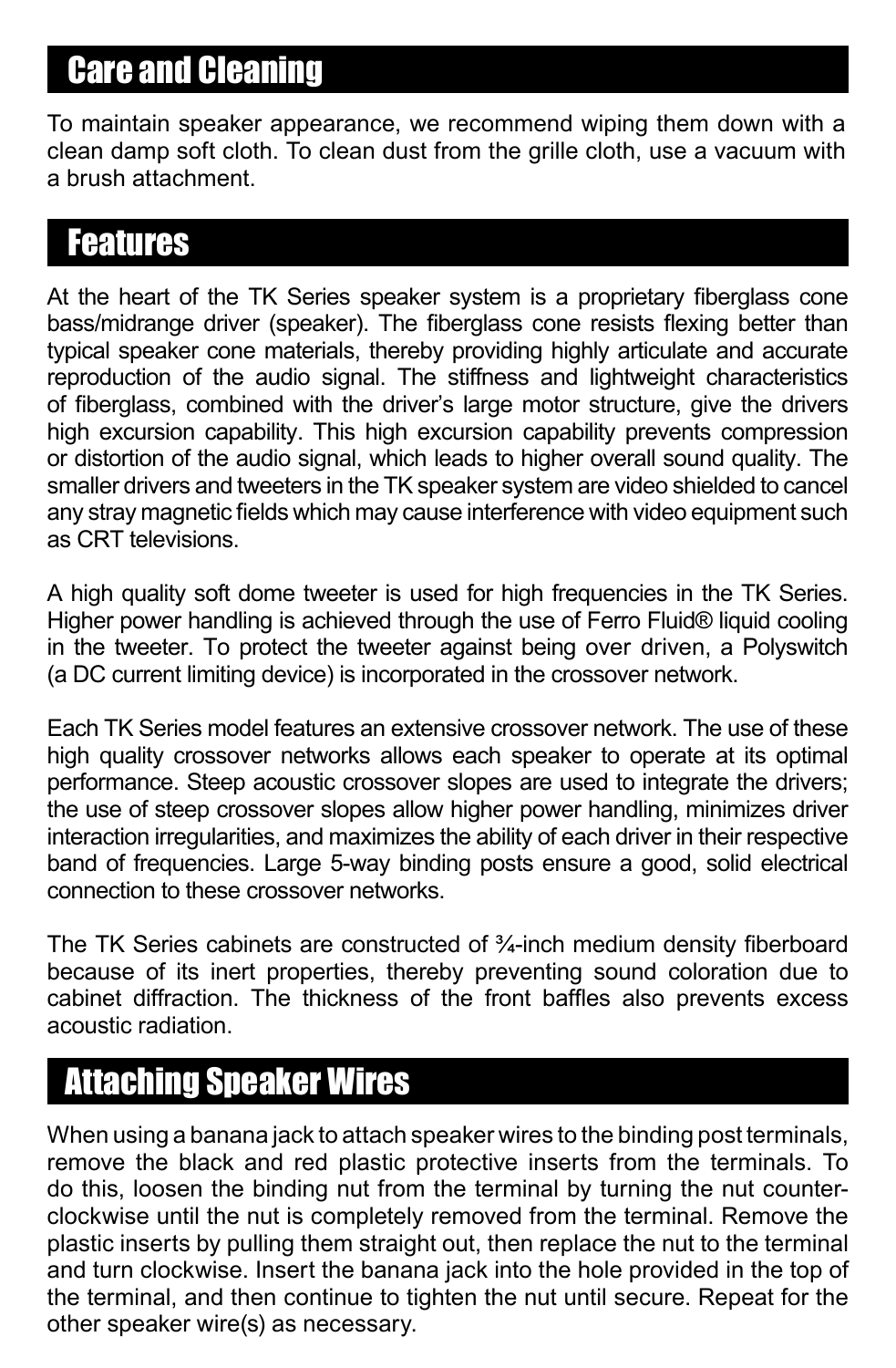## Care and Cleaning

To maintain speaker appearance, we recommend wiping them down with a clean damp soft cloth. To clean dust from the grille cloth, use a vacuum with a brush attachment.

## Features

At the heart of the TK Series speaker system is a proprietary fiberglass cone bass/midrange driver (speaker). The fiberglass cone resists flexing better than typical speaker cone materials, thereby providing highly articulate and accurate reproduction of the audio signal. The stiffness and lightweight characteristics of fiberglass, combined with the driver's large motor structure, give the drivers high excursion capability. This high excursion capability prevents compression or distortion of the audio signal, which leads to higher overall sound quality. The smaller drivers and tweeters in the TK speaker system are video shielded to cancel any stray magnetic fields which may cause interference with video equipment such as CRT televisions.

A high quality soft dome tweeter is used for high frequencies in the TK Series. Higher power handling is achieved through the use of Ferro Fluid® liquid cooling in the tweeter. To protect the tweeter against being over driven, a Polyswitch (a DC current limiting device) is incorporated in the crossover network.

Each TK Series model features an extensive crossover network. The use of these high quality crossover networks allows each speaker to operate at its optimal performance. Steep acoustic crossover slopes are used to integrate the drivers; the use of steep crossover slopes allow higher power handling, minimizes driver interaction irregularities, and maximizes the ability of each driver in their respective band of frequencies. Large 5-way binding posts ensure a good, solid electrical connection to these crossover networks.

The TK Series cabinets are constructed of ¾-inch medium density fiberboard because of its inert properties, thereby preventing sound coloration due to cabinet diffraction. The thickness of the front baffles also prevents excess acoustic radiation.

## Attaching Speaker Wires

When using a banana jack to attach speaker wires to the binding post terminals, remove the black and red plastic protective inserts from the terminals. To do this, loosen the binding nut from the terminal by turning the nut counter-clockwise until the nut is completely removed from the terminal. Remove the plastic inserts by pulling them straight out, then replace the nut to the terminal and turn clockwise. Insert the banana jack into the hole provided in the top of the terminal, and then continue to tighten the nut until secure. Repeat for the other speaker wire(s) as necessary.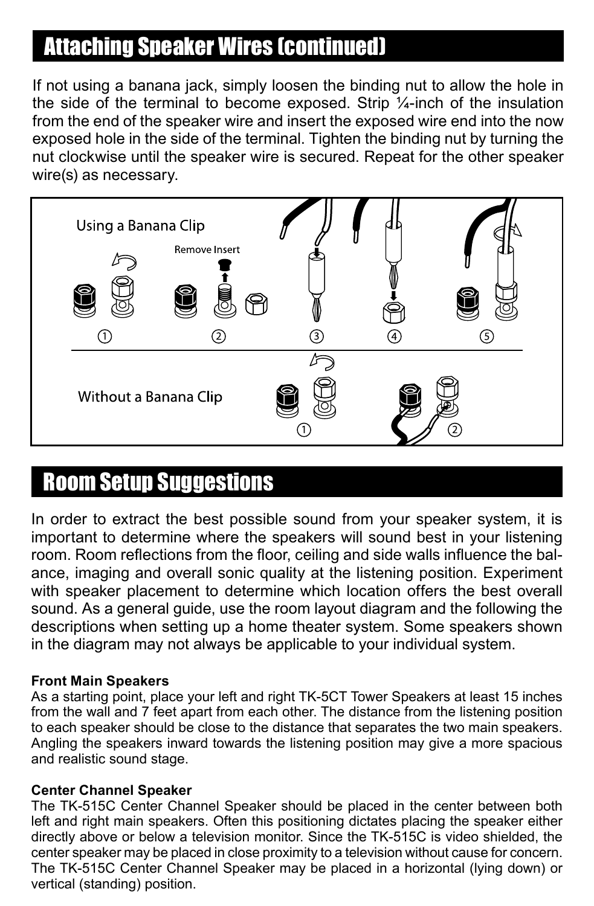## Attaching Speaker Wires (continued)

If not using a banana jack, simply loosen the binding nut to allow the hole in the side of the terminal to become exposed. Strip ¼-inch of the insulation from the end of the speaker wire and insert the exposed wire end into the now exposed hole in the side of the terminal. Tighten the binding nut by turning the nut clockwise until the speaker wire is secured. Repeat for the other speaker wire(s) as necessary.

Using a Banana Clip

Remove Insert

① ② ③ ④ ⑤

Without a Banana Clip

① ②

## Room Setup Suggestions

In order to extract the best possible sound from your speaker system, it is important to determine where the speakers will sound best in your listening room. Room reflections from the floor, ceiling and side walls influence the balance, imaging and overall sonic quality at the listening position. Experiment with speaker placement to determine which location offers the best overall sound. As a general guide, use the room layout diagram and the following the descriptions when setting up a home theater system. Some speakers shown in the diagram may not always be applicable to your individual system.

**Front Main Speakers**
As a starting point, place your left and right TK-5CT Tower Speakers at least 15 inches from the wall and 7 feet apart from each other. The distance from the listening position to each speaker should be close to the distance that separates the two main speakers. Angling the speakers inward towards the listening position may give a more spacious and realistic sound stage.

**Center Channel Speaker**
The TK-515C Center Channel Speaker should be placed in the center between both left and right main speakers. Often this positioning dictates placing the speaker either directly above or below a television monitor. Since the TK-515C is video shielded, the center speaker may be placed in close proximity to a television without cause for concern. The TK-515C Center Channel Speaker may be placed in a horizontal (lying down) or vertical (standing) position.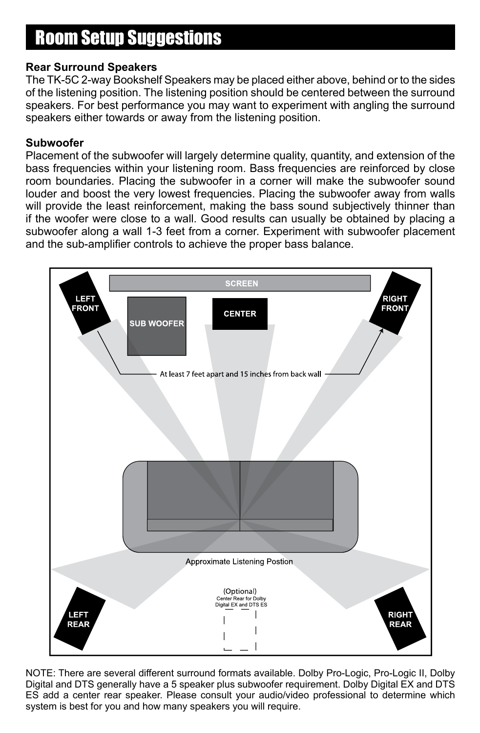# Room Setup Suggestions

**Rear Surround Speakers**

The TK-5C 2-way Bookshelf Speakers may be placed either above, behind or to the sides of the listening position. The listening position should be centered between the surround speakers. For best performance you may want to experiment with angling the surround speakers either towards or away from the listening position.

**Subwoofer**

Placement of the subwoofer will largely determine quality, quantity, and extension of the bass frequencies within your listening room. Bass frequencies are reinforced by close room boundaries. Placing the subwoofer in a corner will make the subwoofer sound louder and boost the very lowest frequencies. Placing the subwoofer away from walls will provide the least reinforcement, making the bass sound subjectively thinner than if the woofer were close to a wall. Good results can usually be obtained by placing a subwoofer along a wall 1-3 feet from a corner. Experiment with subwoofer placement and the sub-amplifier controls to achieve the proper bass balance.

SCREEN

LEFT FRONT

SUB WOOFER

CENTER

RIGHT FRONT

At least 7 feet apart and 15 inches from back wall

Approximate Listening Postion

(Optional) Center Rear for Dolby Digital EX and DTS ES

LEFT REAR

RIGHT REAR

NOTE: There are several different surround formats available. Dolby Pro-Logic, Pro-Logic II, Dolby Digital and DTS generally have a 5 speaker plus subwoofer requirement. Dolby Digital EX and DTS ES add a center rear speaker. Please consult your audio/video professional to determine which system is best for you and how many speakers you will require.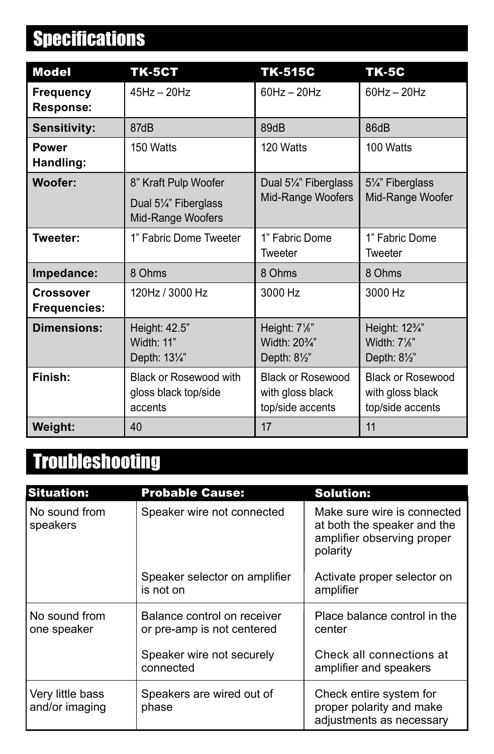## Specifications

| Model | TK-5CT | TK-515C | TK-5C |
|---|---|---|---|
| **Frequency Response:** | 45Hz – 20Hz | 60Hz – 20Hz | 60Hz – 20Hz |
| **Sensitivity:** | 87dB | 89dB | 86dB |
| **Power Handling:** | 150 Watts | 120 Watts | 100 Watts |
| **Woofer:** | 8" Kraft Pulp Woofer<br>Dual 5¼" Fiberglass Mid-Range Woofers | Dual 5¼" Fiberglass Mid-Range Woofers | 5¼" Fiberglass Mid-Range Woofer |
| **Tweeter:** | 1" Fabric Dome Tweeter | 1" Fabric Dome Tweeter | 1" Fabric Dome Tweeter |
| **Impedance:** | 8 Ohms | 8 Ohms | 8 Ohms |
| **Crossover Frequencies:** | 120Hz / 3000 Hz | 3000 Hz | 3000 Hz |
| **Dimensions:** | Height: 42.5"<br>Width: 11"<br>Depth: 13¼" | Height: 7⅛"<br>Width: 20¾"<br>Depth: 8½" | Height: 12¾"<br>Width: 7⅛"<br>Depth: 8½" |
| **Finish:** | Black or Rosewood with gloss black top/side accents | Black or Rosewood with gloss black top/side accents | Black or Rosewood with gloss black top/side accents |
| **Weight:** | 40 | 17 | 11 |

## Troubleshooting

| Situation: | Probable Cause: | Solution: |
|---|---|---|
| No sound from speakers | Speaker wire not connected | Make sure wire is connected at both the speaker and the amplifier observing proper polarity |
| | Speaker selector on amplifier is not on | Activate proper selector on amplifier |
| No sound from one speaker | Balance control on receiver or pre-amp is not centered | Place balance control in the center |
| | Speaker wire not securely connected | Check all connections at amplifier and speakers |
| Very little bass and/or imaging | Speakers are wired out of phase | Check entire system for proper polarity and make adjustments as necessary |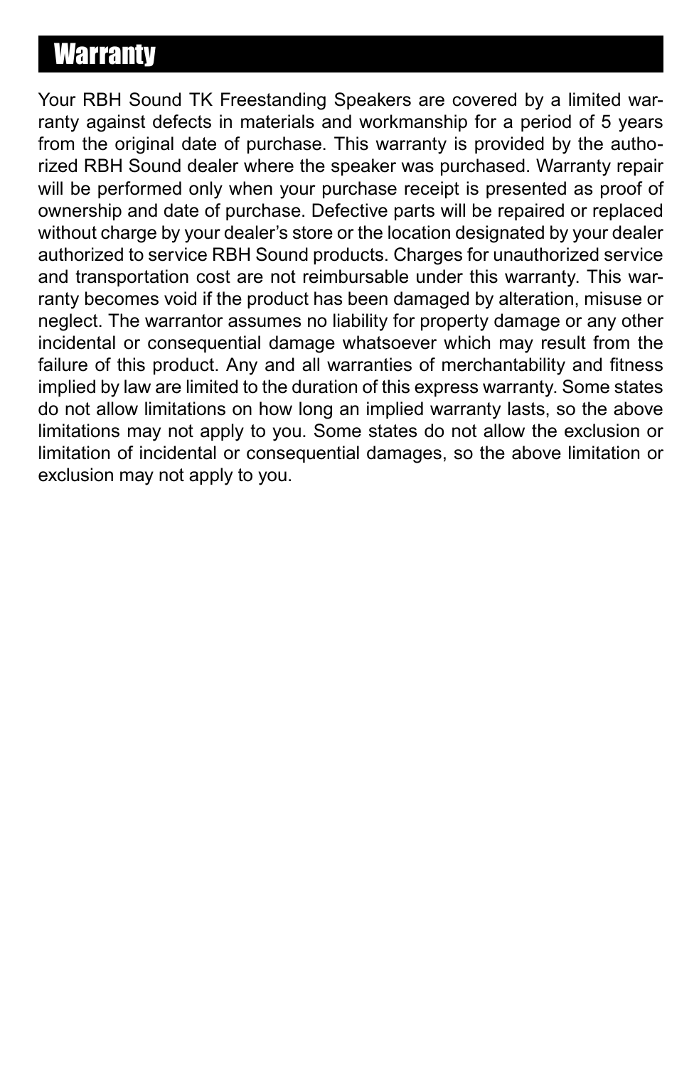# Warranty

Your RBH Sound TK Freestanding Speakers are covered by a limited warranty against defects in materials and workmanship for a period of 5 years from the original date of purchase. This warranty is provided by the authorized RBH Sound dealer where the speaker was purchased. Warranty repair will be performed only when your purchase receipt is presented as proof of ownership and date of purchase. Defective parts will be repaired or replaced without charge by your dealer's store or the location designated by your dealer authorized to service RBH Sound products. Charges for unauthorized service and transportation cost are not reimbursable under this warranty. This warranty becomes void if the product has been damaged by alteration, misuse or neglect. The warrantor assumes no liability for property damage or any other incidental or consequential damage whatsoever which may result from the failure of this product. Any and all warranties of merchantability and fitness implied by law are limited to the duration of this express warranty. Some states do not allow limitations on how long an implied warranty lasts, so the above limitations may not apply to you. Some states do not allow the exclusion or limitation of incidental or consequential damages, so the above limitation or exclusion may not apply to you.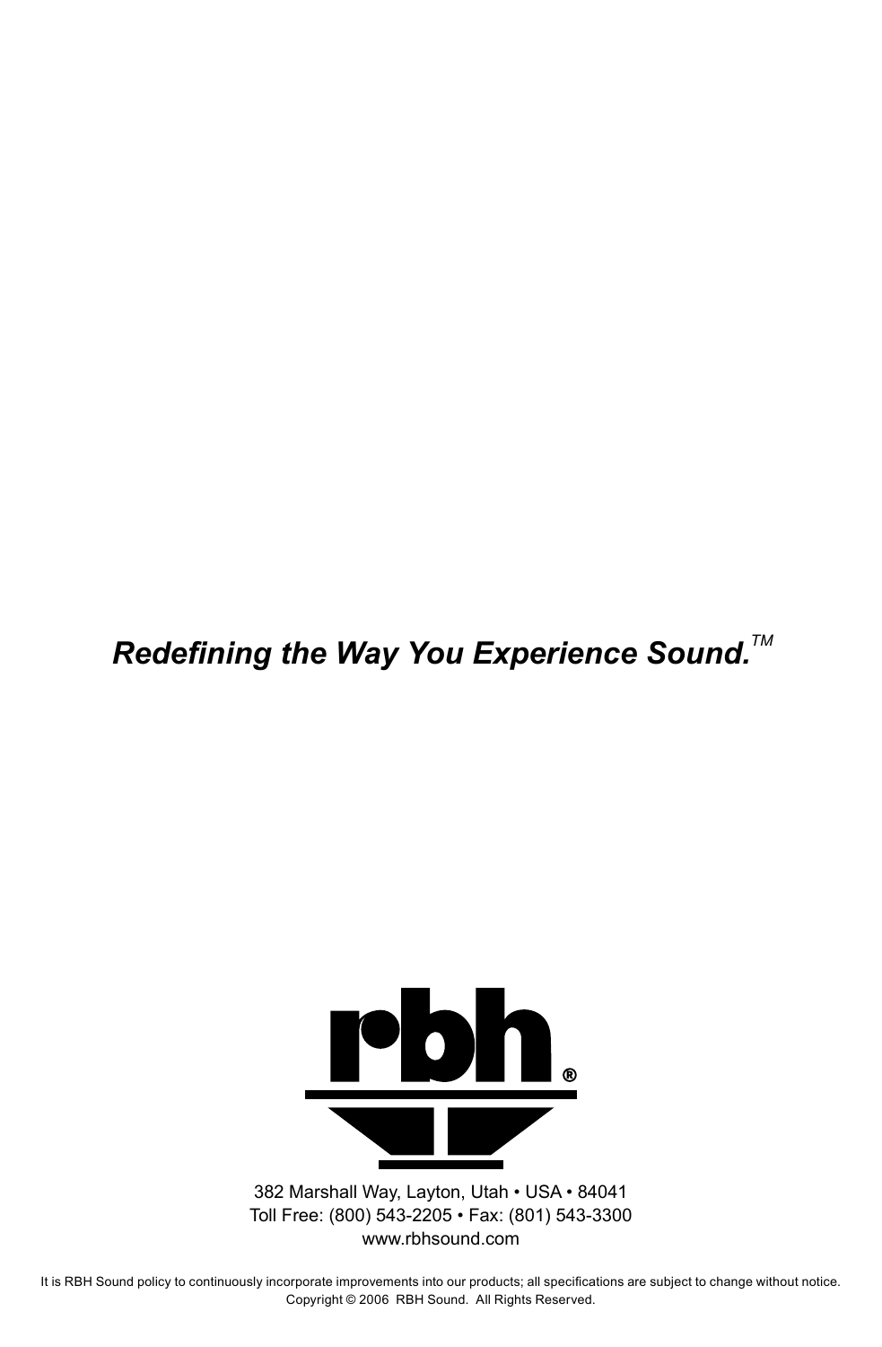***Redefining the Way You Experience Sound.***™

rbh®

382 Marshall Way, Layton, Utah • USA • 84041
Toll Free: (800) 543-2205 • Fax: (801) 543-3300
www.rbhsound.com

It is RBH Sound policy to continuously incorporate improvements into our products; all specifications are subject to change without notice.
Copyright © 2006 RBH Sound. All Rights Reserved.